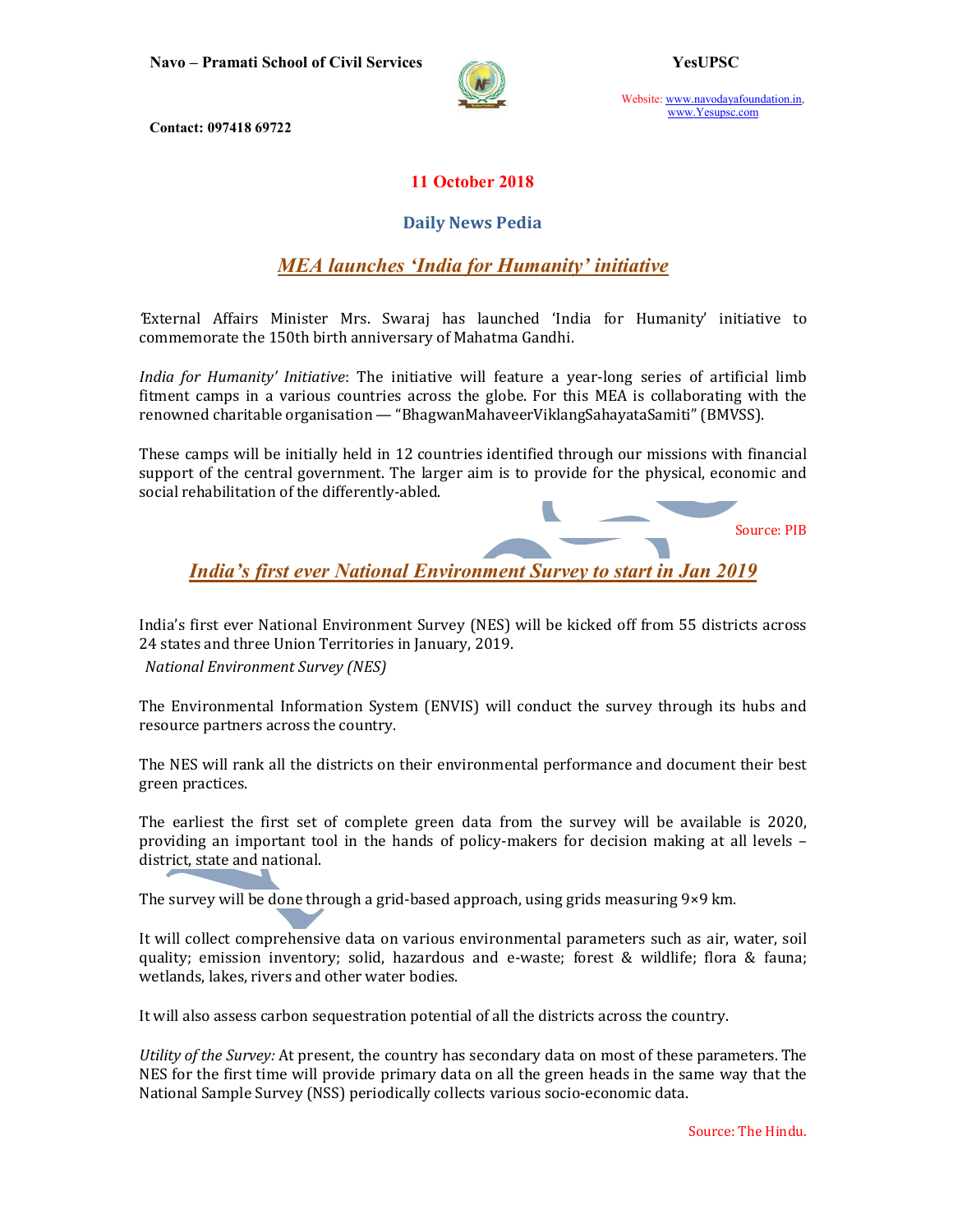**11 October 2018**

## Daily News Pedia

### *MEA launches 'India for Humanity' initiative*

'External Affairs Minister Mrs. Swaraj has launched 'India for Humanity' initiative to commemorate the 150th birth anniversary of Mahatma Gandhi.

*India for Humanity' Initiative*: The initiative will feature a year-long series of artificial limb fitment camps in a various countries across the globe. For this MEA is collaborating with the renowned charitable organisation — "BhagwanMahaveerViklangSahayataSamiti" (BMVSS).

These camps will be initially held in 12 countries identified through our missions with financial support of the central government. The larger aim is to provide for the physical, economic and social rehabilitation of the differently-abled.

Source: PIB

### *India's first ever National Environment Survey to start in Jan 2019*

India's first ever National Environment Survey (NES) will be kicked off from 55 districts across 24 states and three Union Territories in January, 2019.

*National Environment Survey (NES)*

The Environmental Information System (ENVIS) will conduct the survey through its hubs and resource partners across the country.

The NES will rank all the districts on their environmental performance and document their best green practices.

The earliest the first set of complete green data from the survey will be available is 2020, providing an important tool in the hands of policy-makers for decision making at all levels – district, state and national.

The survey will be done through a grid-based approach, using grids measuring 9×9 km.

It will collect comprehensive data on various environmental parameters such as air, water, soil quality; emission inventory; solid, hazardous and e-waste; forest & wildlife; flora & fauna; wetlands, lakes, rivers and other water bodies.

It will also assess carbon sequestration potential of all the districts across the country.

*Utility of the Survey:* At present, the country has secondary data on most of these parameters. The NES for the first time will provide primary data on all the green heads in the same way that the National Sample Survey (NSS) periodically collects various socio-economic data.

Source: The Hindu.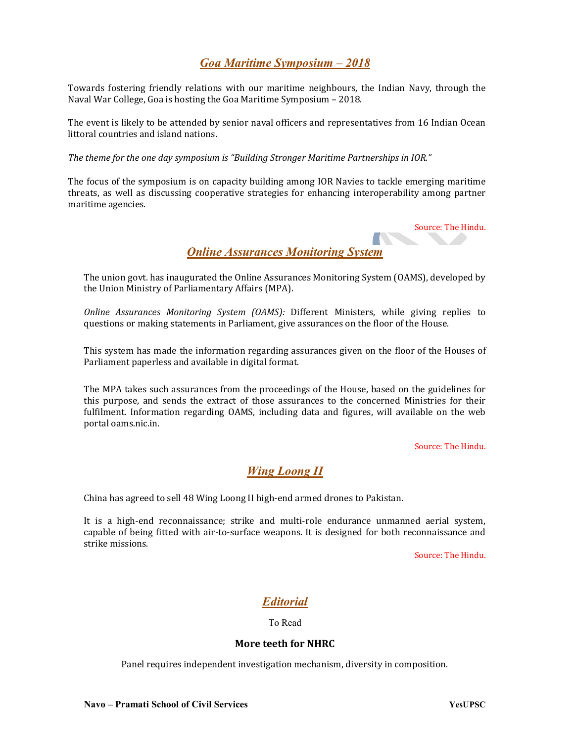## *Goa Maritime Symposium – 2018*

Towards fostering friendly relations with our maritime neighbours, the Indian Navy, through the Naval War College, Goa is hosting the Goa Maritime Symposium – 2018.

The event is likely to be attended by senior naval officers and representatives from 16 Indian Ocean littoral countries and island nations.

*The theme for the one day symposium is "Building Stronger Maritime Partnerships in IOR."*

The focus of the symposium is on capacity building among IOR Navies to tackle emerging maritime threats, as well as discussing cooperative strategies for enhancing interoperability among partner maritime agencies.

Source: The Hindu.

## *Online Assurances Monitoring System*

The union govt. has inaugurated the Online Assurances Monitoring System (OAMS), developed by the Union Ministry of Parliamentary Affairs (MPA).

*Online Assurances Monitoring System (OAMS):* Different Ministers, while giving replies to questions or making statements in Parliament, give assurances on the floor of the House.

This system has made the information regarding assurances given on the floor of the Houses of Parliament paperless and available in digital format.

The MPA takes such assurances from the proceedings of the House, based on the guidelines for this purpose, and sends the extract of those assurances to the concerned Ministries for their fulfilment. Information regarding OAMS, including data and figures, will available on the web portal oams.nic.in.

Source: The Hindu.

## *Wing Loong II*

China has agreed to sell 48 Wing Loong II high-end armed drones to Pakistan.

It is a high-end reconnaissance; strike and multi-role endurance unmanned aerial system, capable of being fitted with air-to-surface weapons. It is designed for both reconnaissance and strike missions.

Source: The Hindu.

## *Editorial*

To Read

### More teeth for NHRC

Panel requires independent investigation mechanism, diversity in composition.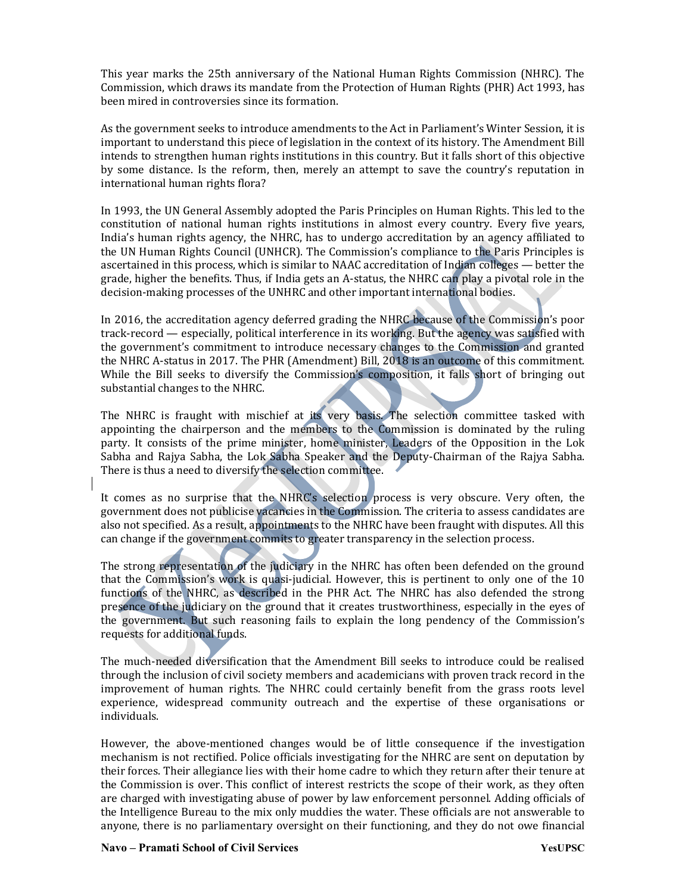This year marks the 25th anniversary of the National Human Rights Commission (NHRC). The Commission, which draws its mandate from the Protection of Human Rights (PHR) Act 1993, has been mired in controversies since its formation.

As the government seeks to introduce amendments to the Act in Parliament's Winter Session, it is important to understand this piece of legislation in the context of its history. The Amendment Bill intends to strengthen human rights institutions in this country. But it falls short of this objective by some distance. Is the reform, then, merely an attempt to save the country's reputation in international human rights flora?

In 1993, the UN General Assembly adopted the Paris Principles on Human Rights. This led to the constitution of national human rights institutions in almost every country. Every five years, India's human rights agency, the NHRC, has to undergo accreditation by an agency affiliated to the UN Human Rights Council (UNHCR). The Commission's compliance to the Paris Principles is ascertained in this process, which is similar to NAAC accreditation of Indian colleges — better the grade, higher the benefits. Thus, if India gets an A-status, the NHRC can play a pivotal role in the decision-making processes of the UNHRC and other important international bodies.

In 2016, the accreditation agency deferred grading the NHRC because of the Commission's poor track-record — especially, political interference in its working. But the agency was satisfied with the government's commitment to introduce necessary changes to the Commission and granted the NHRC A-status in 2017. The PHR (Amendment) Bill, 2018 is an outcome of this commitment. While the Bill seeks to diversify the Commission's composition, it falls short of bringing out substantial changes to the NHRC.

The NHRC is fraught with mischief at its very basis. The selection committee tasked with appointing the chairperson and the members to the Commission is dominated by the ruling party. It consists of the prime minister, home minister, Leaders of the Opposition in the Lok Sabha and Rajya Sabha, the Lok Sabha Speaker and the Deputy-Chairman of the Rajya Sabha. There is thus a need to diversify the selection committee.

It comes as no surprise that the NHRC's selection process is very obscure. Very often, the government does not publicise vacancies in the Commission. The criteria to assess candidates are also not specified. As a result, appointments to the NHRC have been fraught with disputes. All this can change if the government commits to greater transparency in the selection process.

The strong representation of the judiciary in the NHRC has often been defended on the ground that the Commission's work is quasi-judicial. However, this is pertinent to only one of the 10 functions of the NHRC, as described in the PHR Act. The NHRC has also defended the strong presence of the judiciary on the ground that it creates trustworthiness, especially in the eyes of the government. But such reasoning fails to explain the long pendency of the Commission's requests for additional funds.

The much-needed diversification that the Amendment Bill seeks to introduce could be realised through the inclusion of civil society members and academicians with proven track record in the improvement of human rights. The NHRC could certainly benefit from the grass roots level experience, widespread community outreach and the expertise of these organisations or individuals.

However, the above-mentioned changes would be of little consequence if the investigation mechanism is not rectified. Police officials investigating for the NHRC are sent on deputation by their forces. Their allegiance lies with their home cadre to which they return after their tenure at the Commission is over. This conflict of interest restricts the scope of their work, as they often are charged with investigating abuse of power by law enforcement personnel. Adding officials of the Intelligence Bureau to the mix only muddies the water. These officials are not answerable to anyone, there is no parliamentary oversight on their functioning, and they do not owe financial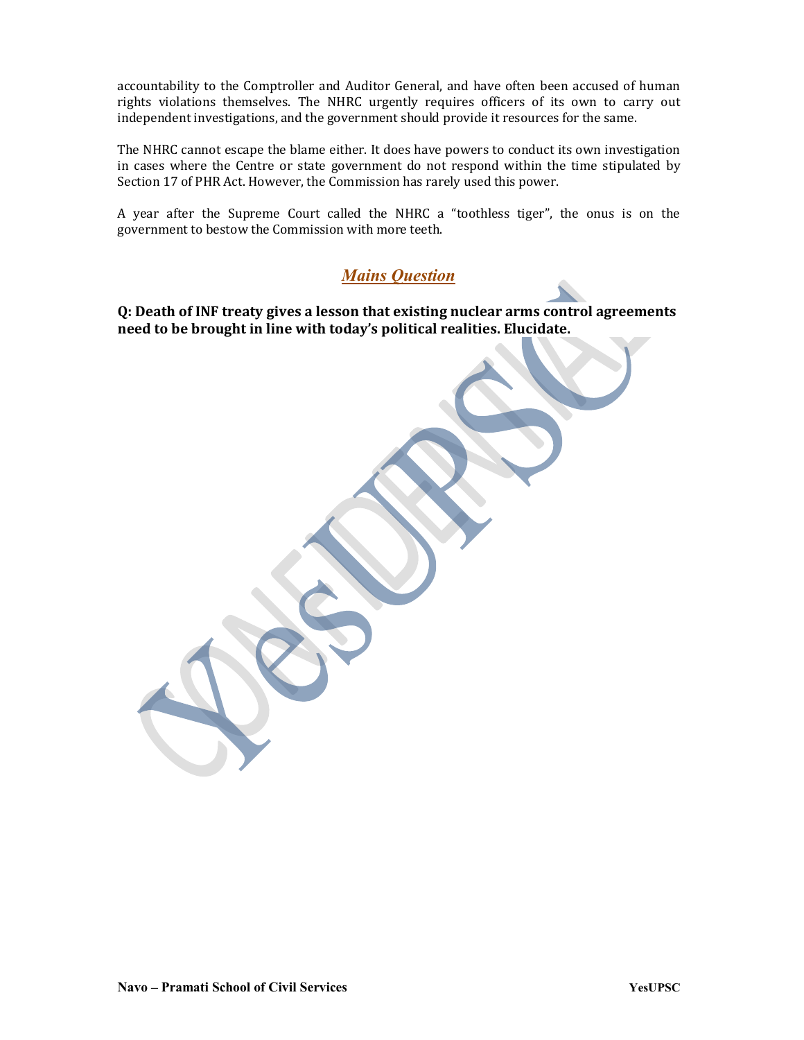accountability to the Comptroller and Auditor General, and have often been accused of human rights violations themselves. The NHRC urgently requires officers of its own to carry out independent investigations, and the government should provide it resources for the same.

The NHRC cannot escape the blame either. It does have powers to conduct its own investigation in cases where the Centre or state government do not respond within the time stipulated by Section 17 of PHR Act. However, the Commission has rarely used this power.

A year after the Supreme Court called the NHRC a "toothless tiger", the onus is on the government to bestow the Commission with more teeth.

## *Mains Question*

**Q: Death of INF treaty gives a lesson that existing nuclear arms control agreements need to be brought in line with today's political realities. Elucidate.**